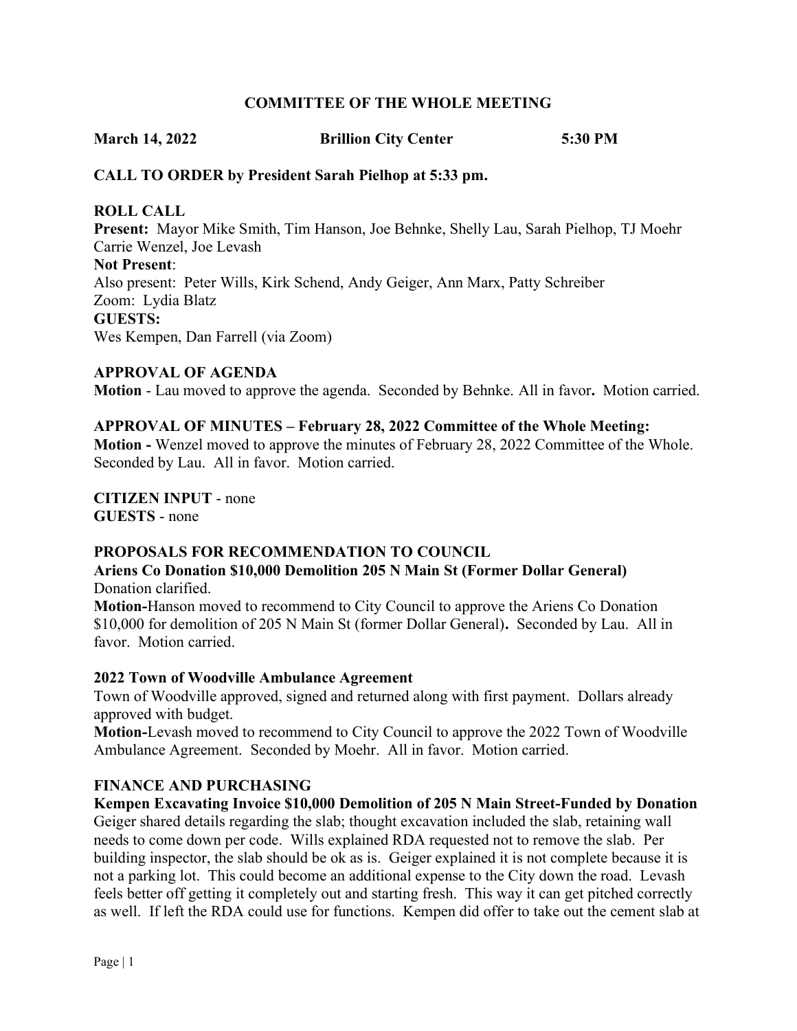# COMMITTEE OF THE WHOLE MEETING

**March 14, 2022 Brillion City Center 5:30 PM**

**CALL TO ORDER by President Sarah Pielhop at 5:33 pm.**

**ROLL CALL**

**Present:** Mayor Mike Smith, Tim Hanson, Joe Behnke, Shelly Lau, Sarah Pielhop, TJ Moehr Carrie Wenzel, Joe Levash

**Not Present**:

Also present: Peter Wills, Kirk Schend, Andy Geiger, Ann Marx, Patty Schreiber

Zoom: Lydia Blatz

**GUESTS:**

Wes Kempen, Dan Farrell (via Zoom)

**APPROVAL OF AGENDA**

**Motion** - Lau moved to approve the agenda. Seconded by Behnke. All in favor**.** Motion carried.

**APPROVAL OF MINUTES – February 28, 2022 Committee of the Whole Meeting:**

**Motion -** Wenzel moved to approve the minutes of February 28, 2022 Committee of the Whole. Seconded by Lau. All in favor. Motion carried.

**CITIZEN INPUT** - none

**GUESTS** - none

**PROPOSALS FOR RECOMMENDATION TO COUNCIL**

**Ariens Co Donation $10,000 Demolition 205 N Main St (Former Dollar General)**

Donation clarified.

**Motion-**Hanson moved to recommend to City Council to approve the Ariens Co Donation $10,000 for demolition of 205 N Main St (former Dollar General)**.** Seconded by Lau. All in favor. Motion carried.

**2022 Town of Woodville Ambulance Agreement**

Town of Woodville approved, signed and returned along with first payment. Dollars already approved with budget.

**Motion-**Levash moved to recommend to City Council to approve the 2022 Town of Woodville Ambulance Agreement. Seconded by Moehr. All in favor. Motion carried.

**FINANCE AND PURCHASING**

**Kempen Excavating Invoice $10,000 Demolition of 205 N Main Street-Funded by Donation**

Geiger shared details regarding the slab; thought excavation included the slab, retaining wall needs to come down per code. Wills explained RDA requested not to remove the slab. Per building inspector, the slab should be ok as is. Geiger explained it is not complete because it is not a parking lot. This could become an additional expense to the City down the road. Levash feels better off getting it completely out and starting fresh. This way it can get pitched correctly as well. If left the RDA could use for functions. Kempen did offer to take out the cement slab at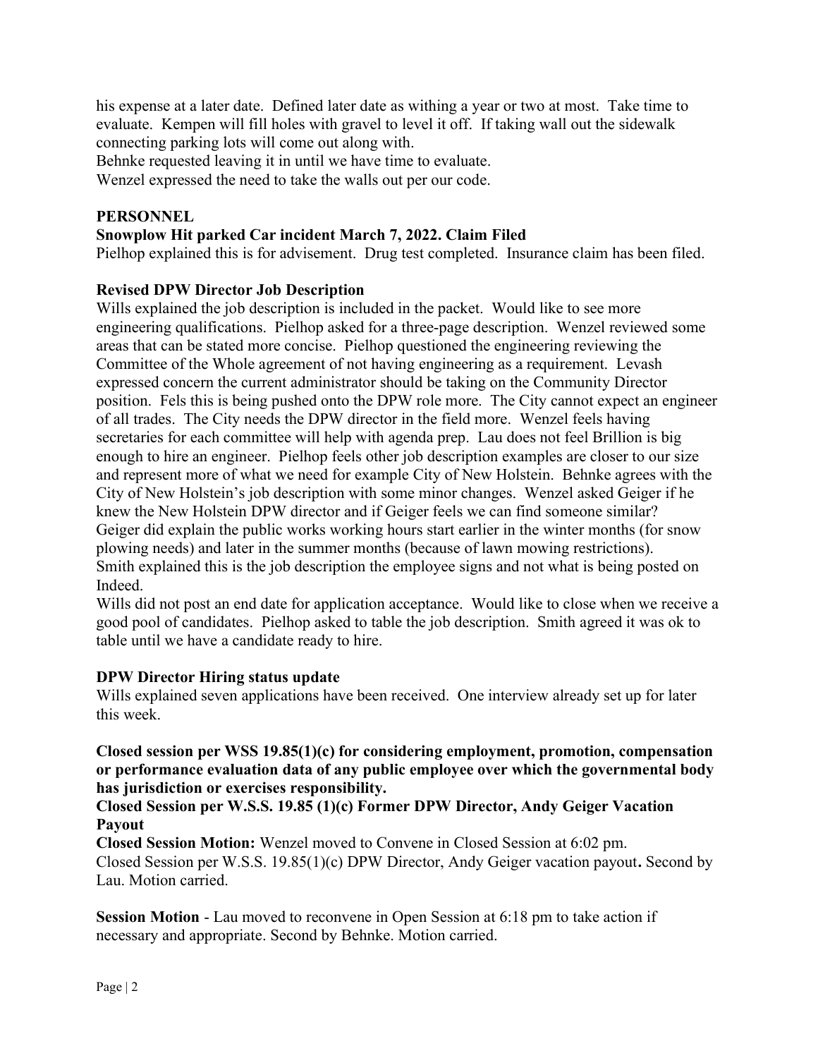his expense at a later date. Defined later date as withing a year or two at most. Take time to evaluate. Kempen will fill holes with gravel to level it off. If taking wall out the sidewalk connecting parking lots will come out along with.

Behnke requested leaving it in until we have time to evaluate.

Wenzel expressed the need to take the walls out per our code.

## PERSONNEL

### Snowplow Hit parked Car incident March 7, 2022. Claim Filed

Pielhop explained this is for advisement. Drug test completed. Insurance claim has been filed.

### Revised DPW Director Job Description

Wills explained the job description is included in the packet. Would like to see more engineering qualifications. Pielhop asked for a three-page description. Wenzel reviewed some areas that can be stated more concise. Pielhop questioned the engineering reviewing the Committee of the Whole agreement of not having engineering as a requirement. Levash expressed concern the current administrator should be taking on the Community Director position. Fels this is being pushed onto the DPW role more. The City cannot expect an engineer of all trades. The City needs the DPW director in the field more. Wenzel feels having secretaries for each committee will help with agenda prep. Lau does not feel Brillion is big enough to hire an engineer. Pielhop feels other job description examples are closer to our size and represent more of what we need for example City of New Holstein. Behnke agrees with the City of New Holstein's job description with some minor changes. Wenzel asked Geiger if he knew the New Holstein DPW director and if Geiger feels we can find someone similar? Geiger did explain the public works working hours start earlier in the winter months (for snow plowing needs) and later in the summer months (because of lawn mowing restrictions). Smith explained this is the job description the employee signs and not what is being posted on Indeed.

Wills did not post an end date for application acceptance. Would like to close when we receive a good pool of candidates. Pielhop asked to table the job description. Smith agreed it was ok to table until we have a candidate ready to hire.

### DPW Director Hiring status update

Wills explained seven applications have been received. One interview already set up for later this week.

**Closed session per WSS 19.85(1)(c) for considering employment, promotion, compensation or performance evaluation data of any public employee over which the governmental body has jurisdiction or exercises responsibility.**

**Closed Session per W.S.S. 19.85 (1)(c) Former DPW Director, Andy Geiger Vacation Payout**

**Closed Session Motion:** Wenzel moved to Convene in Closed Session at 6:02 pm. Closed Session per W.S.S. 19.85(1)(c) DPW Director, Andy Geiger vacation payout**.** Second by Lau. Motion carried.

**Session Motion** - Lau moved to reconvene in Open Session at 6:18 pm to take action if necessary and appropriate. Second by Behnke. Motion carried.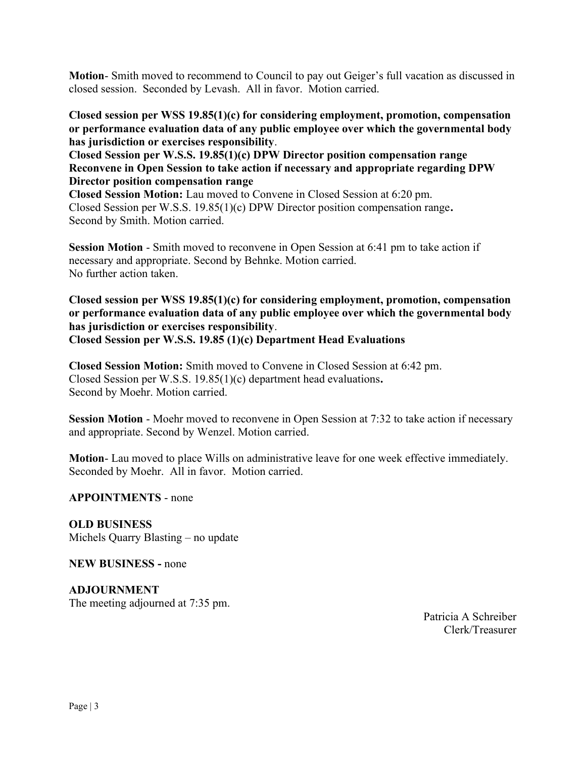**Motion**- Smith moved to recommend to Council to pay out Geiger's full vacation as discussed in closed session. Seconded by Levash. All in favor. Motion carried.

**Closed session per WSS 19.85(1)(c) for considering employment, promotion, compensation or performance evaluation data of any public employee over which the governmental body has jurisdiction or exercises responsibility**.
**Closed Session per W.S.S. 19.85(1)(c) DPW Director position compensation range**
**Reconvene in Open Session to take action if necessary and appropriate regarding DPW Director position compensation range**
**Closed Session Motion:** Lau moved to Convene in Closed Session at 6:20 pm.
Closed Session per W.S.S. 19.85(1)(c) DPW Director position compensation range**.**
Second by Smith. Motion carried.

**Session Motion** - Smith moved to reconvene in Open Session at 6:41 pm to take action if necessary and appropriate. Second by Behnke. Motion carried.
No further action taken.

**Closed session per WSS 19.85(1)(c) for considering employment, promotion, compensation or performance evaluation data of any public employee over which the governmental body has jurisdiction or exercises responsibility**.
**Closed Session per W.S.S. 19.85 (1)(c) Department Head Evaluations**

**Closed Session Motion:** Smith moved to Convene in Closed Session at 6:42 pm.
Closed Session per W.S.S. 19.85(1)(c) department head evaluations**.**
Second by Moehr. Motion carried.

**Session Motion** - Moehr moved to reconvene in Open Session at 7:32 to take action if necessary and appropriate. Second by Wenzel. Motion carried.

**Motion**- Lau moved to place Wills on administrative leave for one week effective immediately. Seconded by Moehr. All in favor. Motion carried.

**APPOINTMENTS** - none

**OLD BUSINESS**
Michels Quarry Blasting – no update

**NEW BUSINESS -** none

**ADJOURNMENT**
The meeting adjourned at 7:35 pm.

Patricia A Schreiber
Clerk/Treasurer